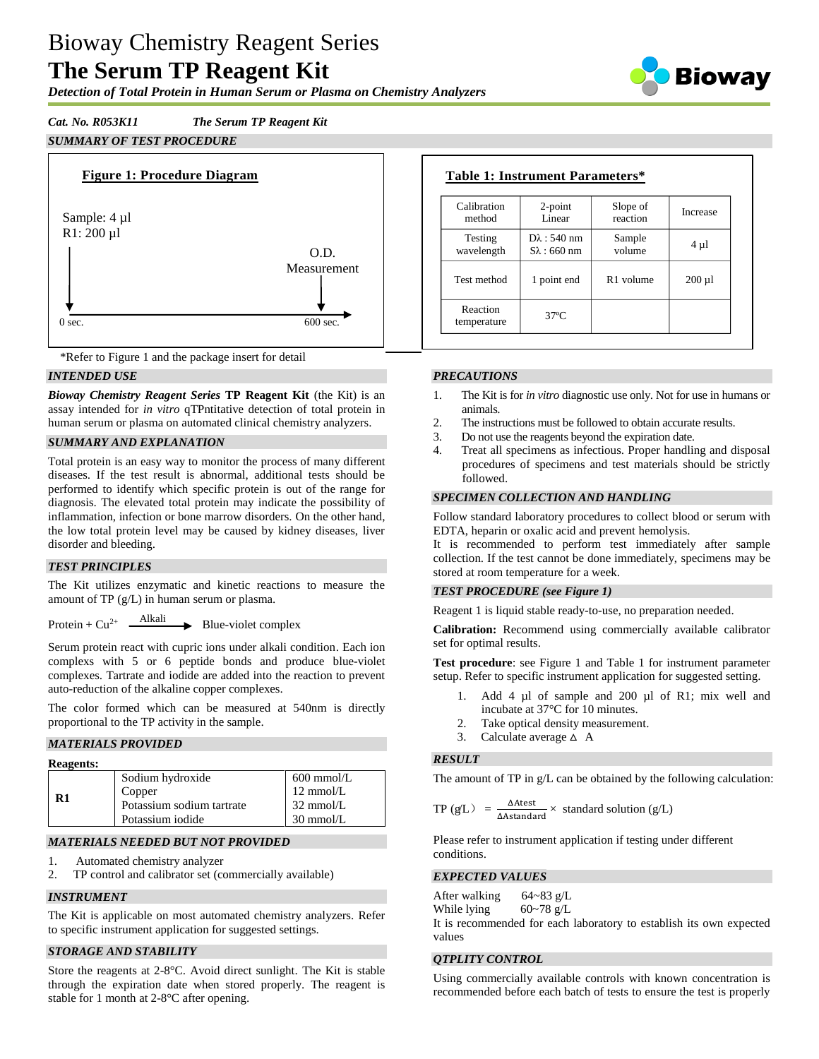# Bioway Chemistry Reagent Series

# The Serum TP Reagent Kit

*Detection of Total Protein in Human Serum or Plasma on Chemistry Analyzers*

*Cat. No. R053K11* *The Serum TP Reagent Kit*

## SUMMARY OF TEST PROCEDURE

**Figure 1: Procedure Diagram**

Sample: 4 µl
R1: 200 µl

O.D. Measurement

0 sec. → 600 sec.

**Table 1: Instrument Parameters\***

| Calibration method | 2-point Linear | Slope of reaction | Increase |
|---|---|---|---|
| Testing wavelength | Dλ : 540 nm<br>Sλ : 660 nm | Sample volume | 4 µl |
| Test method | 1 point end | R1 volume | 200 µl |
| Reaction temperature | 37ºC | | |

\*Refer to Figure 1 and the package insert for detail

## INTENDED USE

***Bioway Chemistry Reagent Series*** **TP Reagent Kit** (the Kit) is an assay intended for *in vitro* qTPntitative detection of total protein in human serum or plasma on automated clinical chemistry analyzers.

## SUMMARY AND EXPLANATION

Total protein is an easy way to monitor the process of many different diseases. If the test result is abnormal, additional tests should be performed to identify which specific protein is out of the range for diagnosis. The elevated total protein may indicate the possibility of inflammation, infection or bone marrow disorders. On the other hand, the low total protein level may be caused by kidney diseases, liver disorder and bleeding.

## TEST PRINCIPLES

The Kit utilizes enzymatic and kinetic reactions to measure the amount of TP (g/L) in human serum or plasma.

$$\text{Protein} + Cu^{2+} \xrightarrow{\text{Alkali}} \text{Blue-violet complex}$$

Serum protein react with cupric ions under alkali condition. Each ion complexs with 5 or 6 peptide bonds and produce blue-violet complexes. Tartrate and iodide are added into the reaction to prevent auto-reduction of the alkaline copper complexes.

The color formed which can be measured at 540nm is directly proportional to the TP activity in the sample.

## MATERIALS PROVIDED

**Reagents:**

| | | |
|---|---|---|
| **R1** | Sodium hydroxide | 600 mmol/L |
| | Copper | 12 mmol/L |
| | Potassium sodium tartrate | 32 mmol/L |
| | Potassium iodide | 30 mmol/L |

## MATERIALS NEEDED BUT NOT PROVIDED

1. Automated chemistry analyzer
2. TP control and calibrator set (commercially available)

## INSTRUMENT

The Kit is applicable on most automated chemistry analyzers. Refer to specific instrument application for suggested settings.

## STORAGE AND STABILITY

Store the reagents at 2-8°C. Avoid direct sunlight. The Kit is stable through the expiration date when stored properly. The reagent is stable for 1 month at 2-8°C after opening.

## PRECAUTIONS

1. The Kit is for *in vitro* diagnostic use only. Not for use in humans or animals.
2. The instructions must be followed to obtain accurate results.
3. Do not use the reagents beyond the expiration date.
4. Treat all specimens as infectious. Proper handling and disposal procedures of specimens and test materials should be strictly followed.

## SPECIMEN COLLECTION AND HANDLING

Follow standard laboratory procedures to collect blood or serum with EDTA, heparin or oxalic acid and prevent hemolysis.

It is recommended to perform test immediately after sample collection. If the test cannot be done immediately, specimens may be stored at room temperature for a week.

## TEST PROCEDURE (see Figure 1)

Reagent 1 is liquid stable ready-to-use, no preparation needed.

**Calibration:** Recommend using commercially available calibrator set for optimal results.

**Test procedure**: see Figure 1 and Table 1 for instrument parameter setup. Refer to specific instrument application for suggested setting.

1. Add 4 µl of sample and 200 µl of R1; mix well and incubate at 37°C for 10 minutes.
2. Take optical density measurement.
3. Calculate average $\Delta$ A

## RESULT

The amount of TP in g/L can be obtained by the following calculation:

$$\text{TP (g/L)} = \frac{\Delta \text{Atest}}{\Delta \text{Astandard}} \times \text{standard solution (g/L)}$$

Please refer to instrument application if testing under different conditions.

## EXPECTED VALUES

After walking 64~83 g/L
While lying 60~78 g/L

It is recommended for each laboratory to establish its own expected values

## QTPLITY CONTROL

Using commercially available controls with known concentration is recommended before each batch of tests to ensure the test is properly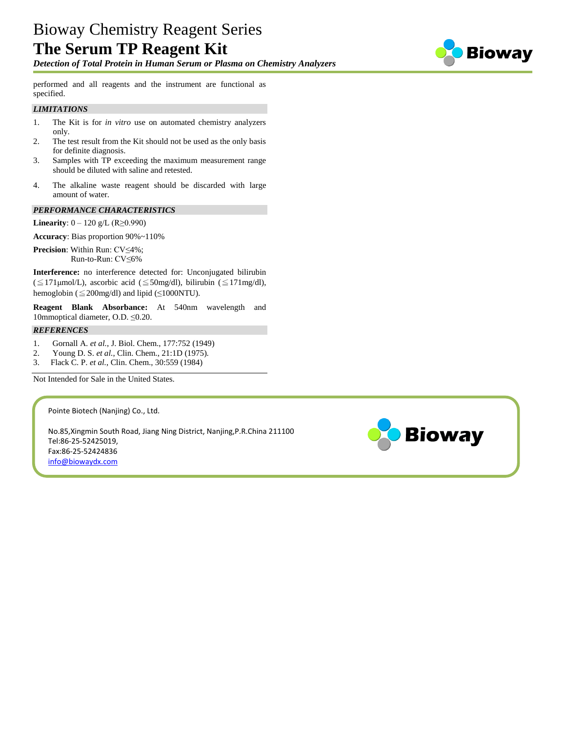performed and all reagents and the instrument are functional as specified.

### *LIMITATIONS*

1. The Kit is for *in vitro* use on automated chemistry analyzers only.
2. The test result from the Kit should not be used as the only basis for definite diagnosis.
3. Samples with TP exceeding the maximum measurement range should be diluted with saline and retested.
4. The alkaline waste reagent should be discarded with large amount of water.

### *PERFORMANCE CHARACTERISTICS*

**Linearity**: 0 – 120 g/L (R≥0.990)

**Accuracy**: Bias proportion 90%~110%

**Precision**: Within Run: CV≤4%;
Run-to-Run: CV≤6%

**Interference:** no interference detected for: Unconjugated bilirubin (≦171μmol/L), ascorbic acid (≦50mg/dl), bilirubin (≦171mg/dl), hemoglobin (≦200mg/dl) and lipid (≤1000NTU).

**Reagent Blank Absorbance:** At 540nm wavelength and 10mmoptical diameter, O.D. ≤0.20.

### *REFERENCES*

1. Gornall A. *et al.*, J. Biol. Chem., 177:752 (1949)
2. Young D. S. *et al.*, Clin. Chem., 21:1D (1975).
3. Flack C. P. *et al.*, Clin. Chem., 30:559 (1984)

Not Intended for Sale in the United States.

Pointe Biotech (Nanjing) Co., Ltd.

No.85,Xingmin South Road, Jiang Ning District, Nanjing,P.R.China 211100
Tel:86-25-52425019,
Fax:86-25-52424836
info@biowaydx.com

Bioway